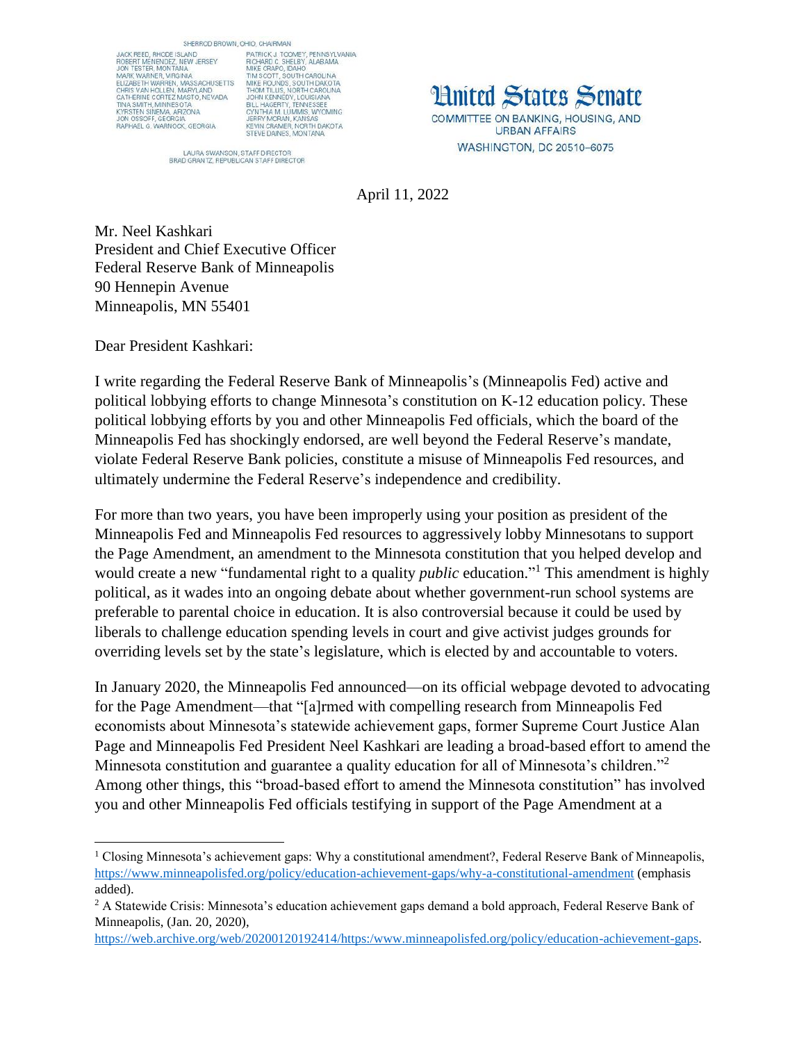SHERROD BROWN, OHIO, CHAIRMAN

JACK REED, RHODE ISLAND
ROBERT MENENDEZ, NEW JERSEY
JON TESTER, MONTANA
MARK WARNER, VIRGINIA
ELIZABETH WARREN, MASSACHUSETTS
CHRIS VAN HOLLEN, MARYLAND
CATHERINE CORTEZ MASTO, NEVADA
TINA SMITH, MINNESOTA
KYRSTEN SINEMA, ARIZONA
JON OSSOFF, GEORGIA
RAPHAEL G. WARNOCK, GEORGIA

PATRICK J. TOOMEY, PENNSYLVANIA
RICHARD C. SHELBY, ALABAMA
MIKE CRAPO, IDAHO
TIM SCOTT, SOUTH CAROLINA
MIKE ROUNDS, SOUTH DAKOTA
THOM TILLIS, NORTH CAROLINA
JOHN KENNEDY, LOUISIANA
BILL HAGERTY, TENNESSEE
CYNTHIA M. LUMMIS, WYOMING
JERRY MORAN, KANSAS
KEVIN CRAMER, NORTH DAKOTA
STEVE DAINES, MONTANA

LAURA SWANSON, STAFF DIRECTOR
BRAD GRANTZ, REPUBLICAN STAFF DIRECTOR

United States Senate
COMMITTEE ON BANKING, HOUSING, AND URBAN AFFAIRS
WASHINGTON, DC 20510–6075

April 11, 2022

Mr. Neel Kashkari
President and Chief Executive Officer
Federal Reserve Bank of Minneapolis
90 Hennepin Avenue
Minneapolis, MN 55401

Dear President Kashkari:

I write regarding the Federal Reserve Bank of Minneapolis's (Minneapolis Fed) active and political lobbying efforts to change Minnesota's constitution on K-12 education policy. These political lobbying efforts by you and other Minneapolis Fed officials, which the board of the Minneapolis Fed has shockingly endorsed, are well beyond the Federal Reserve's mandate, violate Federal Reserve Bank policies, constitute a misuse of Minneapolis Fed resources, and ultimately undermine the Federal Reserve's independence and credibility.

For more than two years, you have been improperly using your position as president of the Minneapolis Fed and Minneapolis Fed resources to aggressively lobby Minnesotans to support the Page Amendment, an amendment to the Minnesota constitution that you helped develop and would create a new "fundamental right to a quality *public* education."[1] This amendment is highly political, as it wades into an ongoing debate about whether government-run school systems are preferable to parental choice in education. It is also controversial because it could be used by liberals to challenge education spending levels in court and give activist judges grounds for overriding levels set by the state's legislature, which is elected by and accountable to voters.

In January 2020, the Minneapolis Fed announced—on its official webpage devoted to advocating for the Page Amendment—that "[a]rmed with compelling research from Minneapolis Fed economists about Minnesota's statewide achievement gaps, former Supreme Court Justice Alan Page and Minneapolis Fed President Neel Kashkari are leading a broad-based effort to amend the Minnesota constitution and guarantee a quality education for all of Minnesota's children."[2] Among other things, this "broad-based effort to amend the Minnesota constitution" has involved you and other Minneapolis Fed officials testifying in support of the Page Amendment at a

---

[1] Closing Minnesota's achievement gaps: Why a constitutional amendment?, Federal Reserve Bank of Minneapolis, https://www.minneapolisfed.org/policy/education-achievement-gaps/why-a-constitutional-amendment (emphasis added).

[2] A Statewide Crisis: Minnesota's education achievement gaps demand a bold approach, Federal Reserve Bank of Minneapolis, (Jan. 20, 2020), https://web.archive.org/web/20200120192414/https:/www.minneapolisfed.org/policy/education-achievement-gaps.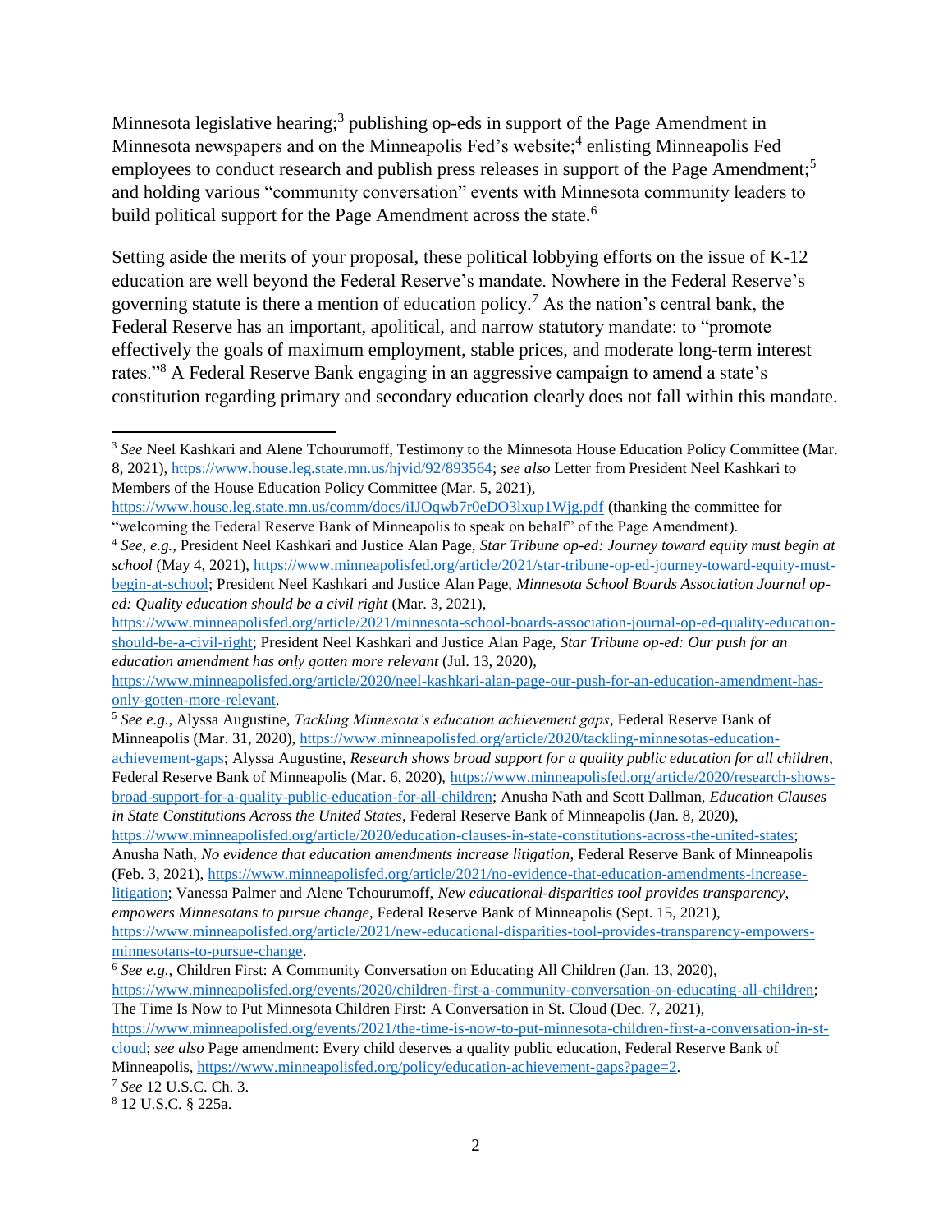Minnesota legislative hearing;[3] publishing op-eds in support of the Page Amendment in Minnesota newspapers and on the Minneapolis Fed's website;[4] enlisting Minneapolis Fed employees to conduct research and publish press releases in support of the Page Amendment;[5] and holding various "community conversation" events with Minnesota community leaders to build political support for the Page Amendment across the state.[6]

Setting aside the merits of your proposal, these political lobbying efforts on the issue of K-12 education are well beyond the Federal Reserve's mandate. Nowhere in the Federal Reserve's governing statute is there a mention of education policy.[7] As the nation's central bank, the Federal Reserve has an important, apolitical, and narrow statutory mandate: to "promote effectively the goals of maximum employment, stable prices, and moderate long-term interest rates."[8] A Federal Reserve Bank engaging in an aggressive campaign to amend a state's constitution regarding primary and secondary education clearly does not fall within this mandate.

---

[3] *See* Neel Kashkari and Alene Tchourumoff, Testimony to the Minnesota House Education Policy Committee (Mar. 8, 2021), https://www.house.leg.state.mn.us/hjvid/92/893564; *see also* Letter from President Neel Kashkari to Members of the House Education Policy Committee (Mar. 5, 2021), https://www.house.leg.state.mn.us/comm/docs/iIJOqwb7r0eDO3lxup1Wjg.pdf (thanking the committee for "welcoming the Federal Reserve Bank of Minneapolis to speak on behalf" of the Page Amendment).

[4] *See, e.g.*, President Neel Kashkari and Justice Alan Page, *Star Tribune op-ed: Journey toward equity must begin at school* (May 4, 2021), https://www.minneapolisfed.org/article/2021/star-tribune-op-ed-journey-toward-equity-must-begin-at-school; President Neel Kashkari and Justice Alan Page, *Minnesota School Boards Association Journal op-ed: Quality education should be a civil right* (Mar. 3, 2021), https://www.minneapolisfed.org/article/2021/minnesota-school-boards-association-journal-op-ed-quality-education-should-be-a-civil-right; President Neel Kashkari and Justice Alan Page, *Star Tribune op-ed: Our push for an education amendment has only gotten more relevant* (Jul. 13, 2020), https://www.minneapolisfed.org/article/2020/neel-kashkari-alan-page-our-push-for-an-education-amendment-has-only-gotten-more-relevant.

[5] *See e.g.*, Alyssa Augustine, *Tackling Minnesota's education achievement gaps*, Federal Reserve Bank of Minneapolis (Mar. 31, 2020), https://www.minneapolisfed.org/article/2020/tackling-minnesotas-education-achievement-gaps; Alyssa Augustine, *Research shows broad support for a quality public education for all children*, Federal Reserve Bank of Minneapolis (Mar. 6, 2020), https://www.minneapolisfed.org/article/2020/research-shows-broad-support-for-a-quality-public-education-for-all-children; Anusha Nath and Scott Dallman, *Education Clauses in State Constitutions Across the United States*, Federal Reserve Bank of Minneapolis (Jan. 8, 2020), https://www.minneapolisfed.org/article/2020/education-clauses-in-state-constitutions-across-the-united-states; Anusha Nath, *No evidence that education amendments increase litigation*, Federal Reserve Bank of Minneapolis (Feb. 3, 2021), https://www.minneapolisfed.org/article/2021/no-evidence-that-education-amendments-increase-litigation; Vanessa Palmer and Alene Tchourumoff, *New educational-disparities tool provides transparency, empowers Minnesotans to pursue change*, Federal Reserve Bank of Minneapolis (Sept. 15, 2021), https://www.minneapolisfed.org/article/2021/new-educational-disparities-tool-provides-transparency-empowers-minnesotans-to-pursue-change.

[6] *See e.g.*, Children First: A Community Conversation on Educating All Children (Jan. 13, 2020), https://www.minneapolisfed.org/events/2020/children-first-a-community-conversation-on-educating-all-children; The Time Is Now to Put Minnesota Children First: A Conversation in St. Cloud (Dec. 7, 2021), https://www.minneapolisfed.org/events/2021/the-time-is-now-to-put-minnesota-children-first-a-conversation-in-st-cloud; *see also* Page amendment: Every child deserves a quality public education, Federal Reserve Bank of Minneapolis, https://www.minneapolisfed.org/policy/education-achievement-gaps?page=2.

[7] *See* 12 U.S.C. Ch. 3.

[8] 12 U.S.C. § 225a.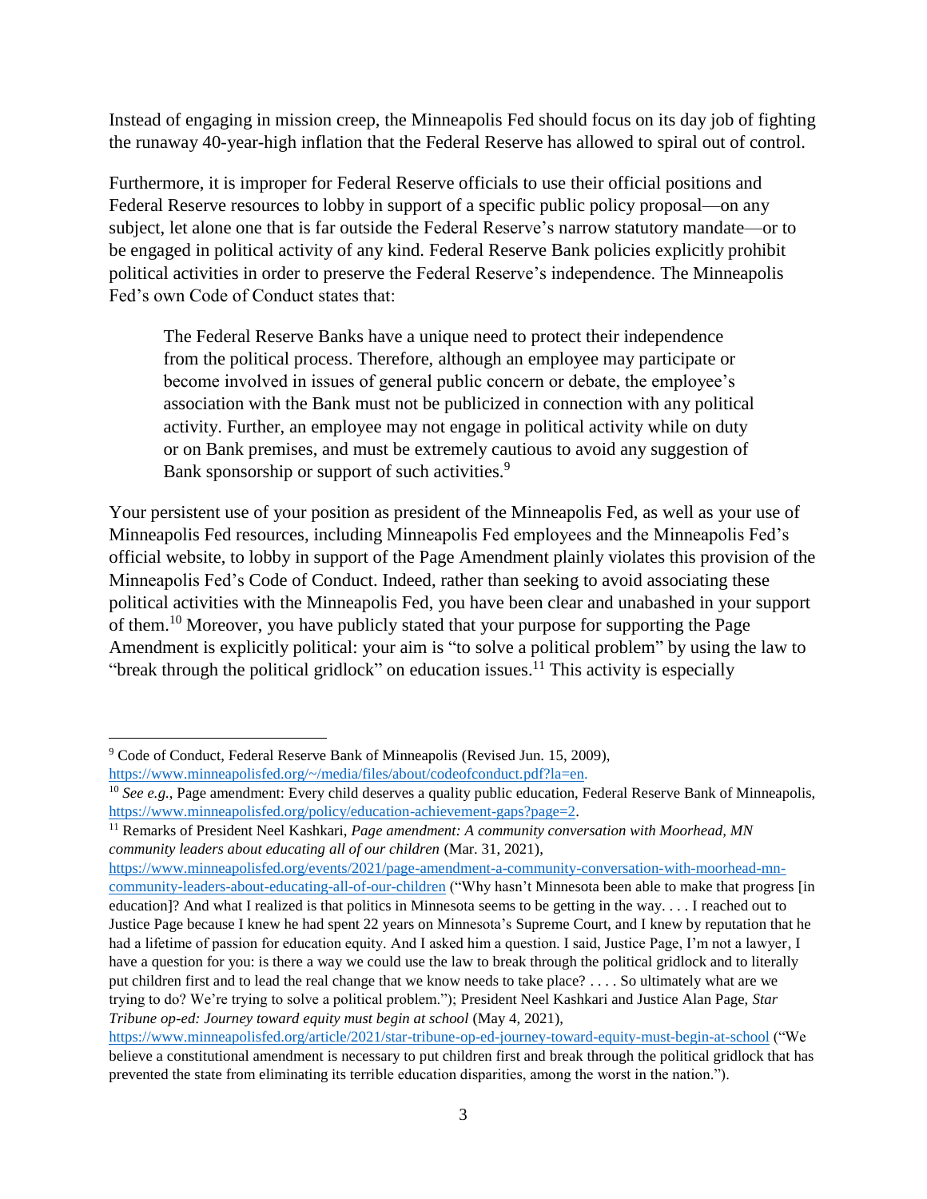Instead of engaging in mission creep, the Minneapolis Fed should focus on its day job of fighting the runaway 40-year-high inflation that the Federal Reserve has allowed to spiral out of control.

Furthermore, it is improper for Federal Reserve officials to use their official positions and Federal Reserve resources to lobby in support of a specific public policy proposal—on any subject, let alone one that is far outside the Federal Reserve's narrow statutory mandate—or to be engaged in political activity of any kind. Federal Reserve Bank policies explicitly prohibit political activities in order to preserve the Federal Reserve's independence. The Minneapolis Fed's own Code of Conduct states that:

> The Federal Reserve Banks have a unique need to protect their independence from the political process. Therefore, although an employee may participate or become involved in issues of general public concern or debate, the employee's association with the Bank must not be publicized in connection with any political activity. Further, an employee may not engage in political activity while on duty or on Bank premises, and must be extremely cautious to avoid any suggestion of Bank sponsorship or support of such activities.[9]

Your persistent use of your position as president of the Minneapolis Fed, as well as your use of Minneapolis Fed resources, including Minneapolis Fed employees and the Minneapolis Fed's official website, to lobby in support of the Page Amendment plainly violates this provision of the Minneapolis Fed's Code of Conduct. Indeed, rather than seeking to avoid associating these political activities with the Minneapolis Fed, you have been clear and unabashed in your support of them.[10] Moreover, you have publicly stated that your purpose for supporting the Page Amendment is explicitly political: your aim is "to solve a political problem" by using the law to "break through the political gridlock" on education issues.[11] This activity is especially

---

[9] Code of Conduct, Federal Reserve Bank of Minneapolis (Revised Jun. 15, 2009), https://www.minneapolisfed.org/~/media/files/about/codeofconduct.pdf?la=en.

[10] *See e.g.*, Page amendment: Every child deserves a quality public education, Federal Reserve Bank of Minneapolis, https://www.minneapolisfed.org/policy/education-achievement-gaps?page=2.

[11] Remarks of President Neel Kashkari, *Page amendment: A community conversation with Moorhead, MN community leaders about educating all of our children* (Mar. 31, 2021), https://www.minneapolisfed.org/events/2021/page-amendment-a-community-conversation-with-moorhead-mn-community-leaders-about-educating-all-of-our-children ("Why hasn't Minnesota been able to make that progress [in education]? And what I realized is that politics in Minnesota seems to be getting in the way. . . . I reached out to Justice Page because I knew he had spent 22 years on Minnesota's Supreme Court, and I knew by reputation that he had a lifetime of passion for education equity. And I asked him a question. I said, Justice Page, I'm not a lawyer, I have a question for you: is there a way we could use the law to break through the political gridlock and to literally put children first and to lead the real change that we know needs to take place? . . . . So ultimately what are we trying to do? We're trying to solve a political problem."); President Neel Kashkari and Justice Alan Page, *Star Tribune op-ed: Journey toward equity must begin at school* (May 4, 2021), https://www.minneapolisfed.org/article/2021/star-tribune-op-ed-journey-toward-equity-must-begin-at-school ("We believe a constitutional amendment is necessary to put children first and break through the political gridlock that has prevented the state from eliminating its terrible education disparities, among the worst in the nation.").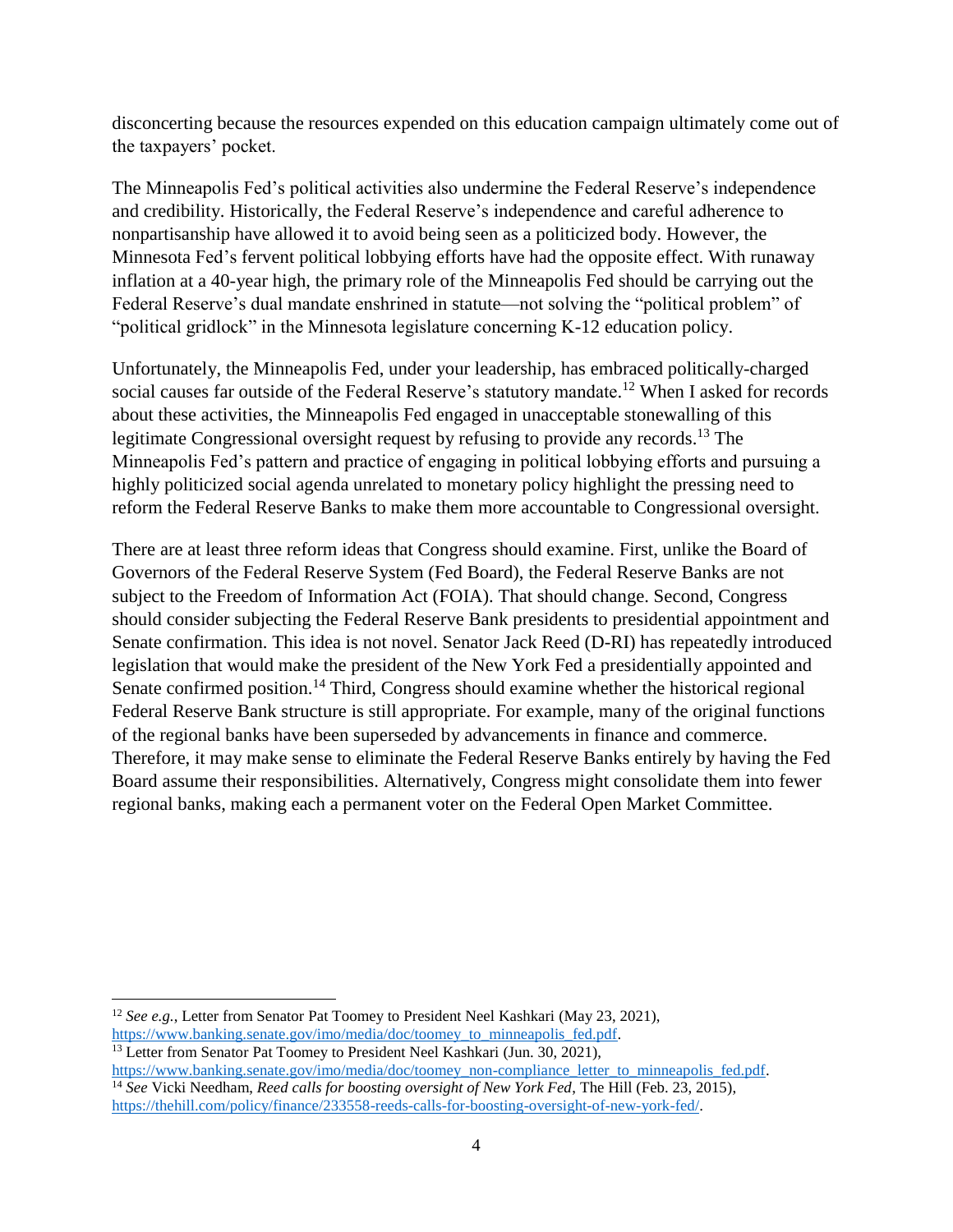disconcerting because the resources expended on this education campaign ultimately come out of the taxpayers' pocket.

The Minneapolis Fed's political activities also undermine the Federal Reserve's independence and credibility. Historically, the Federal Reserve's independence and careful adherence to nonpartisanship have allowed it to avoid being seen as a politicized body. However, the Minnesota Fed's fervent political lobbying efforts have had the opposite effect. With runaway inflation at a 40-year high, the primary role of the Minneapolis Fed should be carrying out the Federal Reserve's dual mandate enshrined in statute—not solving the "political problem" of "political gridlock" in the Minnesota legislature concerning K-12 education policy.

Unfortunately, the Minneapolis Fed, under your leadership, has embraced politically-charged social causes far outside of the Federal Reserve's statutory mandate.[12] When I asked for records about these activities, the Minneapolis Fed engaged in unacceptable stonewalling of this legitimate Congressional oversight request by refusing to provide any records.[13] The Minneapolis Fed's pattern and practice of engaging in political lobbying efforts and pursuing a highly politicized social agenda unrelated to monetary policy highlight the pressing need to reform the Federal Reserve Banks to make them more accountable to Congressional oversight.

There are at least three reform ideas that Congress should examine. First, unlike the Board of Governors of the Federal Reserve System (Fed Board), the Federal Reserve Banks are not subject to the Freedom of Information Act (FOIA). That should change. Second, Congress should consider subjecting the Federal Reserve Bank presidents to presidential appointment and Senate confirmation. This idea is not novel. Senator Jack Reed (D-RI) has repeatedly introduced legislation that would make the president of the New York Fed a presidentially appointed and Senate confirmed position.[14] Third, Congress should examine whether the historical regional Federal Reserve Bank structure is still appropriate. For example, many of the original functions of the regional banks have been superseded by advancements in finance and commerce. Therefore, it may make sense to eliminate the Federal Reserve Banks entirely by having the Fed Board assume their responsibilities. Alternatively, Congress might consolidate them into fewer regional banks, making each a permanent voter on the Federal Open Market Committee.

---

[12] *See e.g.*, Letter from Senator Pat Toomey to President Neel Kashkari (May 23, 2021), https://www.banking.senate.gov/imo/media/doc/toomey_to_minneapolis_fed.pdf.

[13] Letter from Senator Pat Toomey to President Neel Kashkari (Jun. 30, 2021), https://www.banking.senate.gov/imo/media/doc/toomey_non-compliance_letter_to_minneapolis_fed.pdf.

[14] *See* Vicki Needham, *Reed calls for boosting oversight of New York Fed*, The Hill (Feb. 23, 2015), https://thehill.com/policy/finance/233558-reeds-calls-for-boosting-oversight-of-new-york-fed/.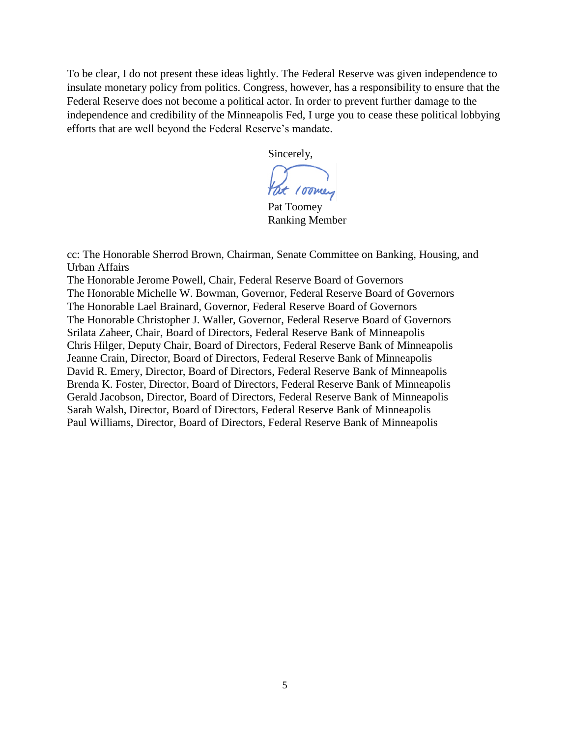To be clear, I do not present these ideas lightly. The Federal Reserve was given independence to insulate monetary policy from politics. Congress, however, has a responsibility to ensure that the Federal Reserve does not become a political actor. In order to prevent further damage to the independence and credibility of the Minneapolis Fed, I urge you to cease these political lobbying efforts that are well beyond the Federal Reserve's mandate.

Sincerely,

Pat Toomey
Ranking Member

cc: The Honorable Sherrod Brown, Chairman, Senate Committee on Banking, Housing, and Urban Affairs
The Honorable Jerome Powell, Chair, Federal Reserve Board of Governors
The Honorable Michelle W. Bowman, Governor, Federal Reserve Board of Governors
The Honorable Lael Brainard, Governor, Federal Reserve Board of Governors
The Honorable Christopher J. Waller, Governor, Federal Reserve Board of Governors
Srilata Zaheer, Chair, Board of Directors, Federal Reserve Bank of Minneapolis
Chris Hilger, Deputy Chair, Board of Directors, Federal Reserve Bank of Minneapolis
Jeanne Crain, Director, Board of Directors, Federal Reserve Bank of Minneapolis
David R. Emery, Director, Board of Directors, Federal Reserve Bank of Minneapolis
Brenda K. Foster, Director, Board of Directors, Federal Reserve Bank of Minneapolis
Gerald Jacobson, Director, Board of Directors, Federal Reserve Bank of Minneapolis
Sarah Walsh, Director, Board of Directors, Federal Reserve Bank of Minneapolis
Paul Williams, Director, Board of Directors, Federal Reserve Bank of Minneapolis